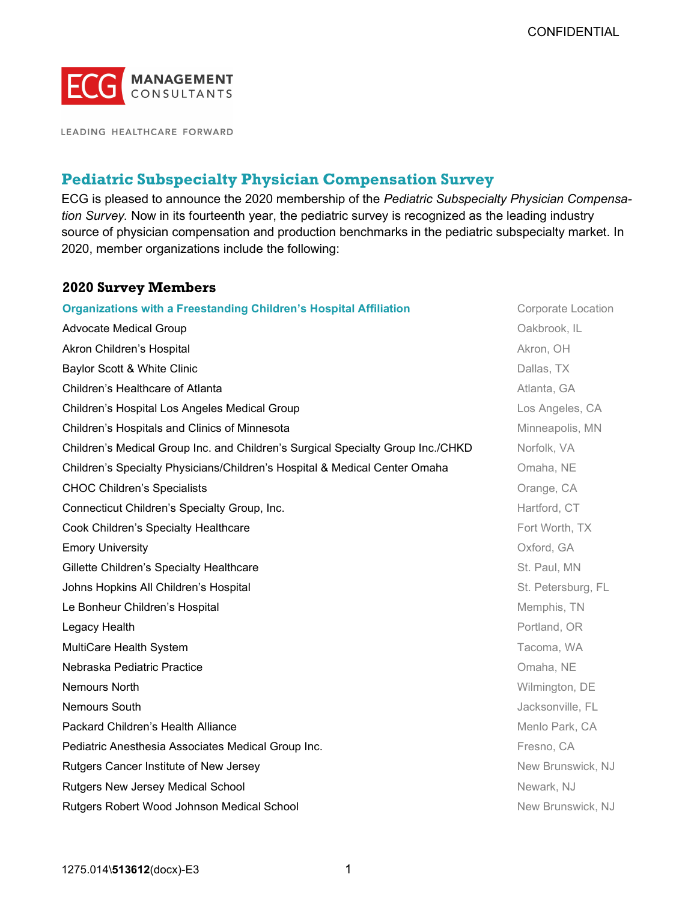CONFIDENTIAL

ECG MANAGEMENT CONSULTANTS

LEADING HEALTHCARE FORWARD

# Pediatric Subspecialty Physician Compensation Survey

ECG is pleased to announce the 2020 membership of the *Pediatric Subspecialty Physician Compensation Survey*. Now in its fourteenth year, the pediatric survey is recognized as the leading industry source of physician compensation and production benchmarks in the pediatric subspecialty market. In 2020, member organizations include the following:

## 2020 Survey Members

| Organizations with a Freestanding Children's Hospital Affiliation | Corporate Location |
|---|---|
| Advocate Medical Group | Oakbrook, IL |
| Akron Children's Hospital | Akron, OH |
| Baylor Scott & White Clinic | Dallas, TX |
| Children's Healthcare of Atlanta | Atlanta, GA |
| Children's Hospital Los Angeles Medical Group | Los Angeles, CA |
| Children's Hospitals and Clinics of Minnesota | Minneapolis, MN |
| Children's Medical Group Inc. and Children's Surgical Specialty Group Inc./CHKD | Norfolk, VA |
| Children's Specialty Physicians/Children's Hospital & Medical Center Omaha | Omaha, NE |
| CHOC Children's Specialists | Orange, CA |
| Connecticut Children's Specialty Group, Inc. | Hartford, CT |
| Cook Children's Specialty Healthcare | Fort Worth, TX |
| Emory University | Oxford, GA |
| Gillette Children's Specialty Healthcare | St. Paul, MN |
| Johns Hopkins All Children's Hospital | St. Petersburg, FL |
| Le Bonheur Children's Hospital | Memphis, TN |
| Legacy Health | Portland, OR |
| MultiCare Health System | Tacoma, WA |
| Nebraska Pediatric Practice | Omaha, NE |
| Nemours North | Wilmington, DE |
| Nemours South | Jacksonville, FL |
| Packard Children's Health Alliance | Menlo Park, CA |
| Pediatric Anesthesia Associates Medical Group Inc. | Fresno, CA |
| Rutgers Cancer Institute of New Jersey | New Brunswick, NJ |
| Rutgers New Jersey Medical School | Newark, NJ |
| Rutgers Robert Wood Johnson Medical School | New Brunswick, NJ |

1275.014\**513612**(docx)-E3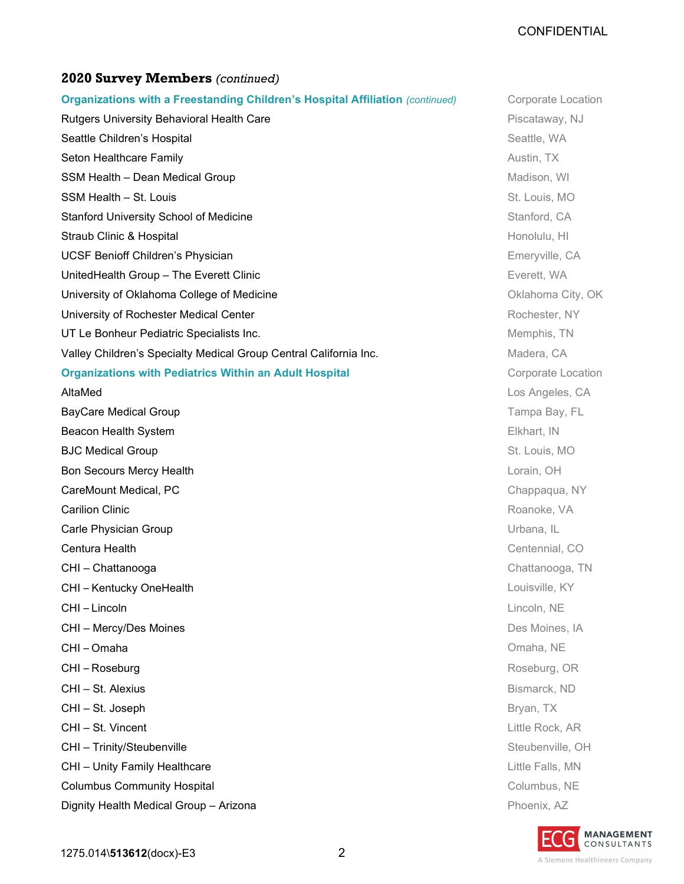## 2020 Survey Members *(continued)*

| Organizations with a Freestanding Children's Hospital Affiliation *(continued)* | Corporate Location |
|---|---|
| Rutgers University Behavioral Health Care | Piscataway, NJ |
| Seattle Children's Hospital | Seattle, WA |
| Seton Healthcare Family | Austin, TX |
| SSM Health – Dean Medical Group | Madison, WI |
| SSM Health – St. Louis | St. Louis, MO |
| Stanford University School of Medicine | Stanford, CA |
| Straub Clinic & Hospital | Honolulu, HI |
| UCSF Benioff Children's Physician | Emeryville, CA |
| UnitedHealth Group – The Everett Clinic | Everett, WA |
| University of Oklahoma College of Medicine | Oklahoma City, OK |
| University of Rochester Medical Center | Rochester, NY |
| UT Le Bonheur Pediatric Specialists Inc. | Memphis, TN |
| Valley Children's Specialty Medical Group Central California Inc. | Madera, CA |

| Organizations with Pediatrics Within an Adult Hospital | Corporate Location |
|---|---|
| AltaMed | Los Angeles, CA |
| BayCare Medical Group | Tampa Bay, FL |
| Beacon Health System | Elkhart, IN |
| BJC Medical Group | St. Louis, MO |
| Bon Secours Mercy Health | Lorain, OH |
| CareMount Medical, PC | Chappaqua, NY |
| Carilion Clinic | Roanoke, VA |
| Carle Physician Group | Urbana, IL |
| Centura Health | Centennial, CO |
| CHI – Chattanooga | Chattanooga, TN |
| CHI – Kentucky OneHealth | Louisville, KY |
| CHI – Lincoln | Lincoln, NE |
| CHI – Mercy/Des Moines | Des Moines, IA |
| CHI – Omaha | Omaha, NE |
| CHI – Roseburg | Roseburg, OR |
| CHI – St. Alexius | Bismarck, ND |
| CHI – St. Joseph | Bryan, TX |
| CHI – St. Vincent | Little Rock, AR |
| CHI – Trinity/Steubenville | Steubenville, OH |
| CHI – Unity Family Healthcare | Little Falls, MN |
| Columbus Community Hospital | Columbus, NE |
| Dignity Health Medical Group – Arizona | Phoenix, AZ |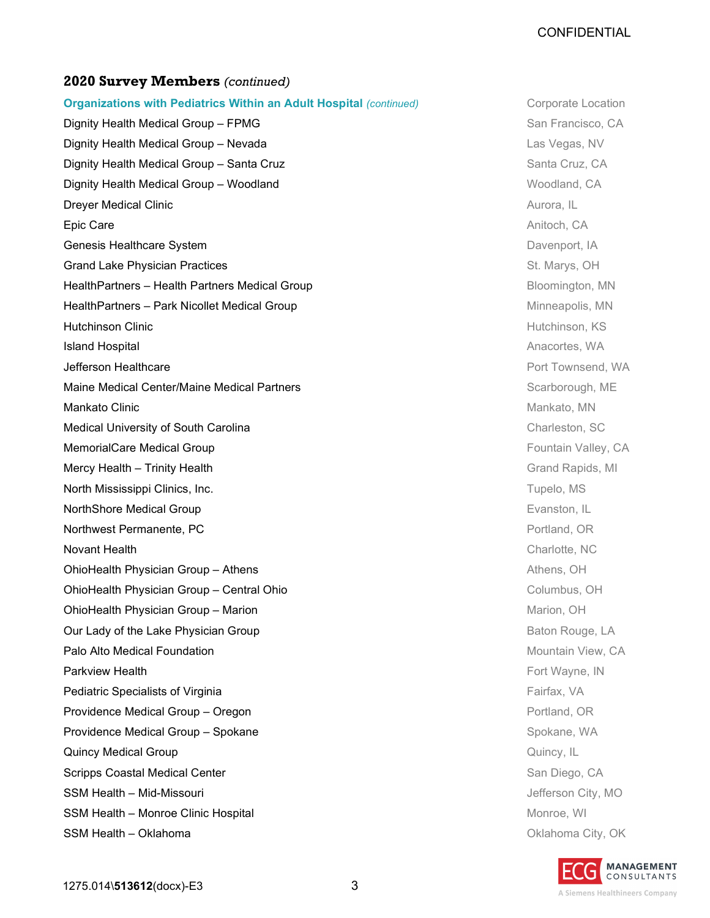## 2020 Survey Members *(continued)*

| Organizations with Pediatrics Within an Adult Hospital *(continued)* | Corporate Location |
|---|---|
| Dignity Health Medical Group – FPMG | San Francisco, CA |
| Dignity Health Medical Group – Nevada | Las Vegas, NV |
| Dignity Health Medical Group – Santa Cruz | Santa Cruz, CA |
| Dignity Health Medical Group – Woodland | Woodland, CA |
| Dreyer Medical Clinic | Aurora, IL |
| Epic Care | Anitoch, CA |
| Genesis Healthcare System | Davenport, IA |
| Grand Lake Physician Practices | St. Marys, OH |
| HealthPartners – Health Partners Medical Group | Bloomington, MN |
| HealthPartners – Park Nicollet Medical Group | Minneapolis, MN |
| Hutchinson Clinic | Hutchinson, KS |
| Island Hospital | Anacortes, WA |
| Jefferson Healthcare | Port Townsend, WA |
| Maine Medical Center/Maine Medical Partners | Scarborough, ME |
| Mankato Clinic | Mankato, MN |
| Medical University of South Carolina | Charleston, SC |
| MemorialCare Medical Group | Fountain Valley, CA |
| Mercy Health – Trinity Health | Grand Rapids, MI |
| North Mississippi Clinics, Inc. | Tupelo, MS |
| NorthShore Medical Group | Evanston, IL |
| Northwest Permanente, PC | Portland, OR |
| Novant Health | Charlotte, NC |
| OhioHealth Physician Group – Athens | Athens, OH |
| OhioHealth Physician Group – Central Ohio | Columbus, OH |
| OhioHealth Physician Group – Marion | Marion, OH |
| Our Lady of the Lake Physician Group | Baton Rouge, LA |
| Palo Alto Medical Foundation | Mountain View, CA |
| Parkview Health | Fort Wayne, IN |
| Pediatric Specialists of Virginia | Fairfax, VA |
| Providence Medical Group – Oregon | Portland, OR |
| Providence Medical Group – Spokane | Spokane, WA |
| Quincy Medical Group | Quincy, IL |
| Scripps Coastal Medical Center | San Diego, CA |
| SSM Health – Mid-Missouri | Jefferson City, MO |
| SSM Health – Monroe Clinic Hospital | Monroe, WI |
| SSM Health – Oklahoma | Oklahoma City, OK |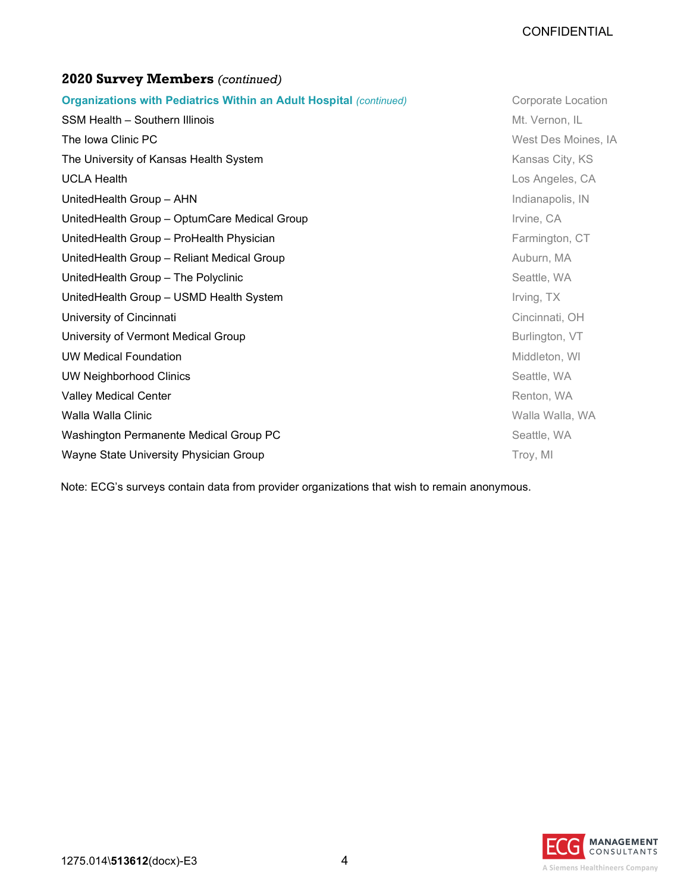## 2020 Survey Members *(continued)*

| Organizations with Pediatrics Within an Adult Hospital *(continued)* | Corporate Location |
|---|---|
| SSM Health – Southern Illinois | Mt. Vernon, IL |
| The Iowa Clinic PC | West Des Moines, IA |
| The University of Kansas Health System | Kansas City, KS |
| UCLA Health | Los Angeles, CA |
| UnitedHealth Group – AHN | Indianapolis, IN |
| UnitedHealth Group – OptumCare Medical Group | Irvine, CA |
| UnitedHealth Group – ProHealth Physician | Farmington, CT |
| UnitedHealth Group – Reliant Medical Group | Auburn, MA |
| UnitedHealth Group – The Polyclinic | Seattle, WA |
| UnitedHealth Group – USMD Health System | Irving, TX |
| University of Cincinnati | Cincinnati, OH |
| University of Vermont Medical Group | Burlington, VT |
| UW Medical Foundation | Middleton, WI |
| UW Neighborhood Clinics | Seattle, WA |
| Valley Medical Center | Renton, WA |
| Walla Walla Clinic | Walla Walla, WA |
| Washington Permanente Medical Group PC | Seattle, WA |
| Wayne State University Physician Group | Troy, MI |

Note: ECG's surveys contain data from provider organizations that wish to remain anonymous.